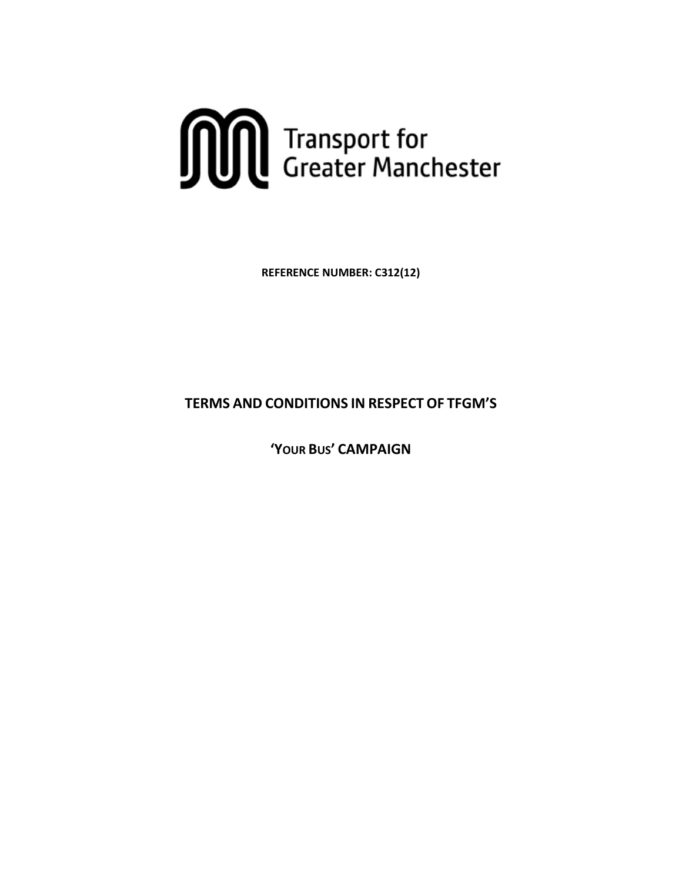Transport for Greater Manchester

**REFERENCE NUMBER: C312(12)**

# TERMS AND CONDITIONS IN RESPECT OF TFGM'S

# 'YOUR BUS' CAMPAIGN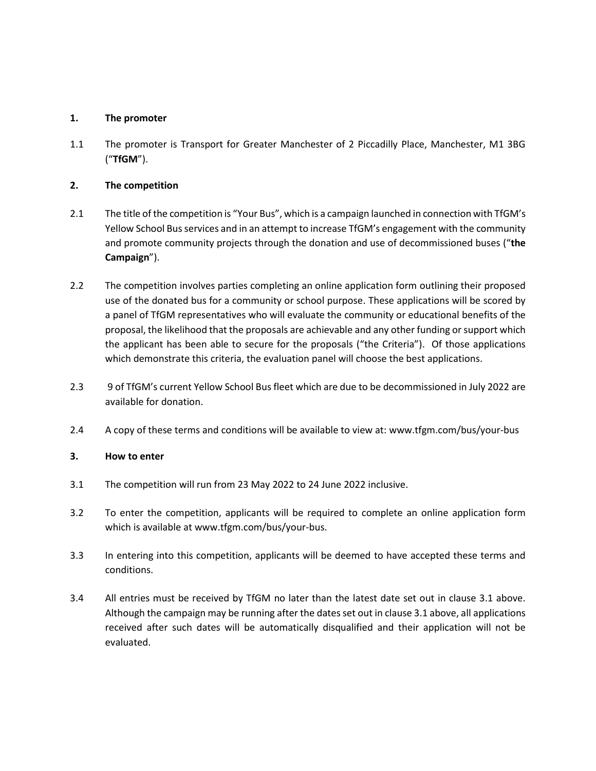## 1. The promoter

1.1 The promoter is Transport for Greater Manchester of 2 Piccadilly Place, Manchester, M1 3BG ("**TfGM**").

## 2. The competition

2.1 The title of the competition is "Your Bus", which is a campaign launched in connection with TfGM's Yellow School Bus services and in an attempt to increase TfGM's engagement with the community and promote community projects through the donation and use of decommissioned buses ("**the Campaign**").

2.2 The competition involves parties completing an online application form outlining their proposed use of the donated bus for a community or school purpose. These applications will be scored by a panel of TfGM representatives who will evaluate the community or educational benefits of the proposal, the likelihood that the proposals are achievable and any other funding or support which the applicant has been able to secure for the proposals ("the Criteria"). Of those applications which demonstrate this criteria, the evaluation panel will choose the best applications.

2.3 9 of TfGM's current Yellow School Bus fleet which are due to be decommissioned in July 2022 are available for donation.

2.4 A copy of these terms and conditions will be available to view at: www.tfgm.com/bus/your-bus

## 3. How to enter

3.1 The competition will run from 23 May 2022 to 24 June 2022 inclusive.

3.2 To enter the competition, applicants will be required to complete an online application form which is available at www.tfgm.com/bus/your-bus.

3.3 In entering into this competition, applicants will be deemed to have accepted these terms and conditions.

3.4 All entries must be received by TfGM no later than the latest date set out in clause 3.1 above. Although the campaign may be running after the dates set out in clause 3.1 above, all applications received after such dates will be automatically disqualified and their application will not be evaluated.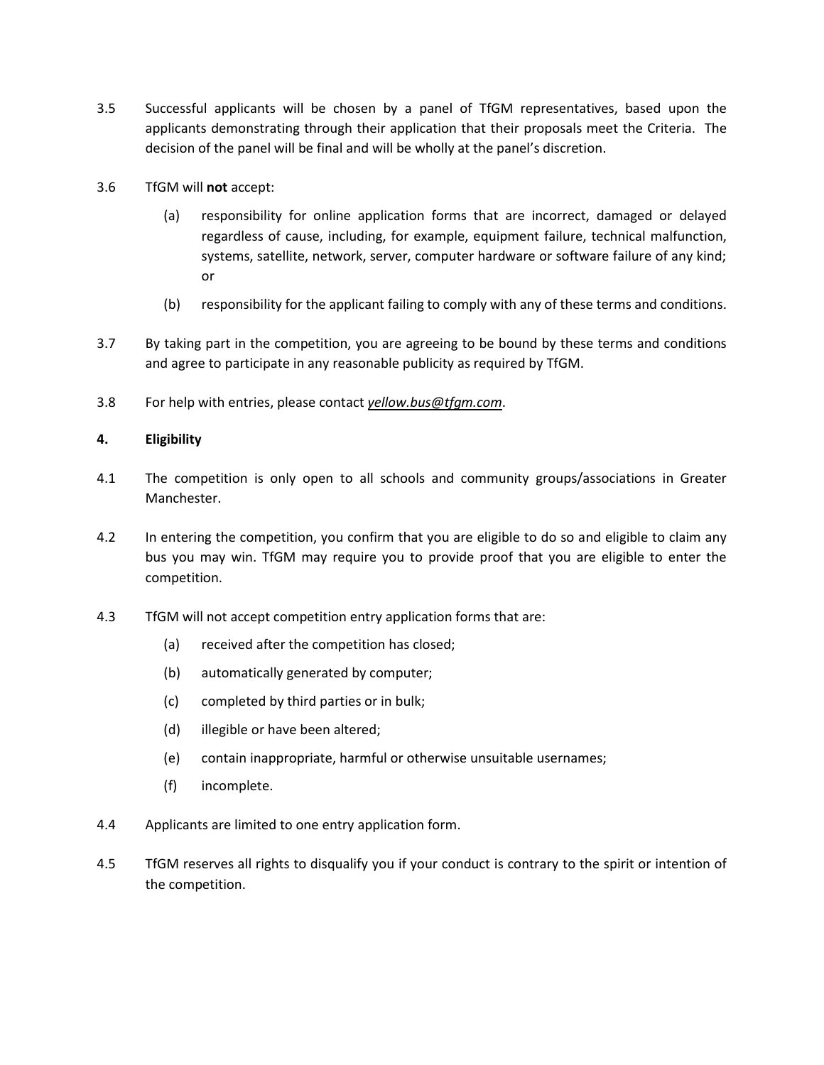3.5 Successful applicants will be chosen by a panel of TfGM representatives, based upon the applicants demonstrating through their application that their proposals meet the Criteria. The decision of the panel will be final and will be wholly at the panel's discretion.

3.6 TfGM will **not** accept:

   (a) responsibility for online application forms that are incorrect, damaged or delayed regardless of cause, including, for example, equipment failure, technical malfunction, systems, satellite, network, server, computer hardware or software failure of any kind; or

   (b) responsibility for the applicant failing to comply with any of these terms and conditions.

3.7 By taking part in the competition, you are agreeing to be bound by these terms and conditions and agree to participate in any reasonable publicity as required by TfGM.

3.8 For help with entries, please contact *yellow.bus@tfgm.com*.

**4. Eligibility**

4.1 The competition is only open to all schools and community groups/associations in Greater Manchester.

4.2 In entering the competition, you confirm that you are eligible to do so and eligible to claim any bus you may win. TfGM may require you to provide proof that you are eligible to enter the competition.

4.3 TfGM will not accept competition entry application forms that are:

   (a) received after the competition has closed;

   (b) automatically generated by computer;

   (c) completed by third parties or in bulk;

   (d) illegible or have been altered;

   (e) contain inappropriate, harmful or otherwise unsuitable usernames;

   (f) incomplete.

4.4 Applicants are limited to one entry application form.

4.5 TfGM reserves all rights to disqualify you if your conduct is contrary to the spirit or intention of the competition.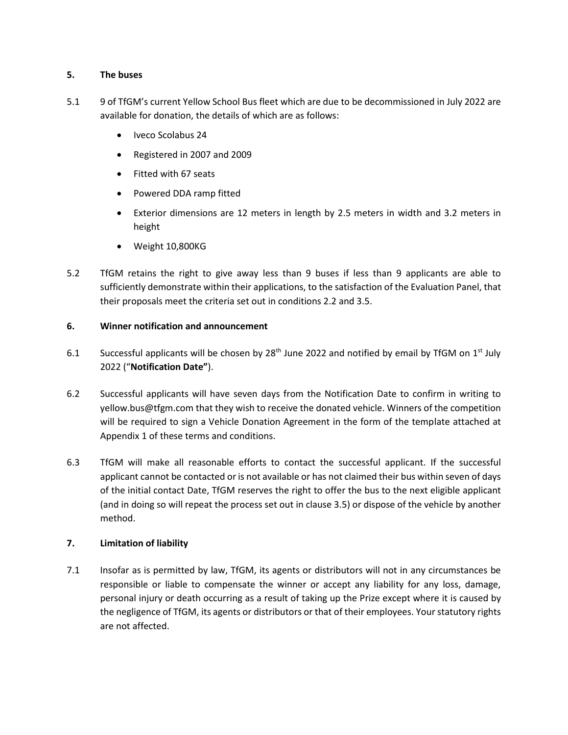## 5. The buses

5.1 9 of TfGM's current Yellow School Bus fleet which are due to be decommissioned in July 2022 are available for donation, the details of which are as follows:

- Iveco Scolabus 24
- Registered in 2007 and 2009
- Fitted with 67 seats
- Powered DDA ramp fitted
- Exterior dimensions are 12 meters in length by 2.5 meters in width and 3.2 meters in height
- Weight 10,800KG

5.2 TfGM retains the right to give away less than 9 buses if less than 9 applicants are able to sufficiently demonstrate within their applications, to the satisfaction of the Evaluation Panel, that their proposals meet the criteria set out in conditions 2.2 and 3.5.

## 6. Winner notification and announcement

6.1 Successful applicants will be chosen by 28th June 2022 and notified by email by TfGM on 1st July 2022 ("**Notification Date"**).

6.2 Successful applicants will have seven days from the Notification Date to confirm in writing to yellow.bus@tfgm.com that they wish to receive the donated vehicle. Winners of the competition will be required to sign a Vehicle Donation Agreement in the form of the template attached at Appendix 1 of these terms and conditions.

6.3 TfGM will make all reasonable efforts to contact the successful applicant. If the successful applicant cannot be contacted or is not available or has not claimed their bus within seven of days of the initial contact Date, TfGM reserves the right to offer the bus to the next eligible applicant (and in doing so will repeat the process set out in clause 3.5) or dispose of the vehicle by another method.

## 7. Limitation of liability

7.1 Insofar as is permitted by law, TfGM, its agents or distributors will not in any circumstances be responsible or liable to compensate the winner or accept any liability for any loss, damage, personal injury or death occurring as a result of taking up the Prize except where it is caused by the negligence of TfGM, its agents or distributors or that of their employees. Your statutory rights are not affected.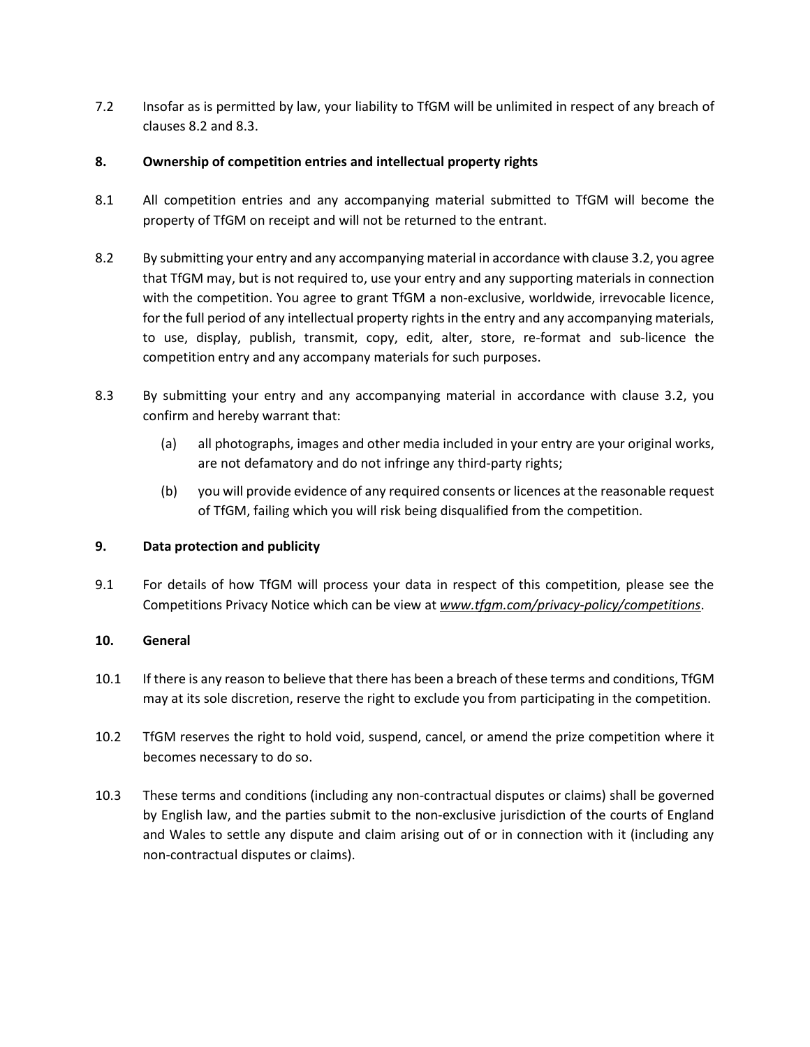7.2 Insofar as is permitted by law, your liability to TfGM will be unlimited in respect of any breach of clauses 8.2 and 8.3.

## 8. Ownership of competition entries and intellectual property rights

8.1 All competition entries and any accompanying material submitted to TfGM will become the property of TfGM on receipt and will not be returned to the entrant.

8.2 By submitting your entry and any accompanying material in accordance with clause 3.2, you agree that TfGM may, but is not required to, use your entry and any supporting materials in connection with the competition. You agree to grant TfGM a non-exclusive, worldwide, irrevocable licence, for the full period of any intellectual property rights in the entry and any accompanying materials, to use, display, publish, transmit, copy, edit, alter, store, re-format and sub-licence the competition entry and any accompany materials for such purposes.

8.3 By submitting your entry and any accompanying material in accordance with clause 3.2, you confirm and hereby warrant that:

(a) all photographs, images and other media included in your entry are your original works, are not defamatory and do not infringe any third-party rights;

(b) you will provide evidence of any required consents or licences at the reasonable request of TfGM, failing which you will risk being disqualified from the competition.

## 9. Data protection and publicity

9.1 For details of how TfGM will process your data in respect of this competition, please see the Competitions Privacy Notice which can be view at *www.tfgm.com/privacy-policy/competitions*.

## 10. General

10.1 If there is any reason to believe that there has been a breach of these terms and conditions, TfGM may at its sole discretion, reserve the right to exclude you from participating in the competition.

10.2 TfGM reserves the right to hold void, suspend, cancel, or amend the prize competition where it becomes necessary to do so.

10.3 These terms and conditions (including any non-contractual disputes or claims) shall be governed by English law, and the parties submit to the non-exclusive jurisdiction of the courts of England and Wales to settle any dispute and claim arising out of or in connection with it (including any non-contractual disputes or claims).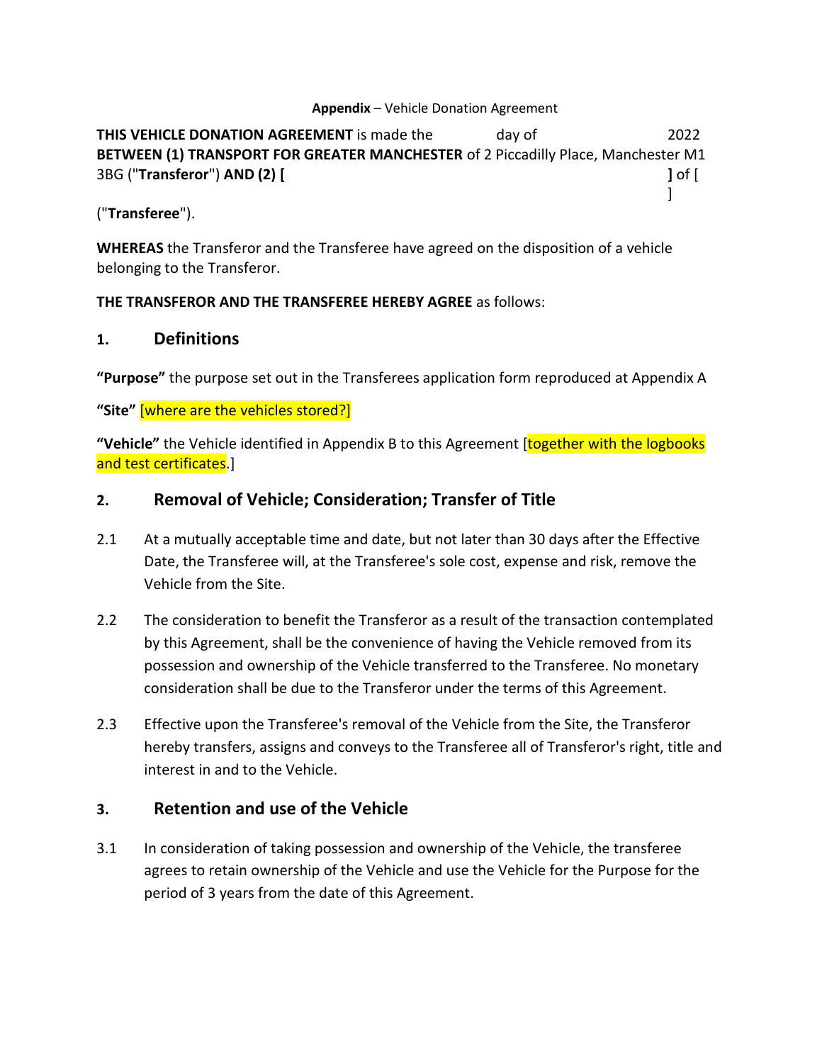**Appendix** – Vehicle Donation Agreement

**THIS VEHICLE DONATION AGREEMENT** is made the day of 2022 **BETWEEN (1) TRANSPORT FOR GREATER MANCHESTER** of 2 Piccadilly Place, Manchester M1 3BG ("**Transferor**") **AND (2) [ ]** of [ ]

("**Transferee**").

**WHEREAS** the Transferor and the Transferee have agreed on the disposition of a vehicle belonging to the Transferor.

**THE TRANSFEROR AND THE TRANSFEREE HEREBY AGREE** as follows:

## 1. Definitions

**"Purpose"** the purpose set out in the Transferees application form reproduced at Appendix A

**"Site"** [where are the vehicles stored?]

**"Vehicle"** the Vehicle identified in Appendix B to this Agreement [together with the logbooks and test certificates.]

## 2. Removal of Vehicle; Consideration; Transfer of Title

2.1 At a mutually acceptable time and date, but not later than 30 days after the Effective Date, the Transferee will, at the Transferee's sole cost, expense and risk, remove the Vehicle from the Site.

2.2 The consideration to benefit the Transferor as a result of the transaction contemplated by this Agreement, shall be the convenience of having the Vehicle removed from its possession and ownership of the Vehicle transferred to the Transferee. No monetary consideration shall be due to the Transferor under the terms of this Agreement.

2.3 Effective upon the Transferee's removal of the Vehicle from the Site, the Transferor hereby transfers, assigns and conveys to the Transferee all of Transferor's right, title and interest in and to the Vehicle.

## 3. Retention and use of the Vehicle

3.1 In consideration of taking possession and ownership of the Vehicle, the transferee agrees to retain ownership of the Vehicle and use the Vehicle for the Purpose for the period of 3 years from the date of this Agreement.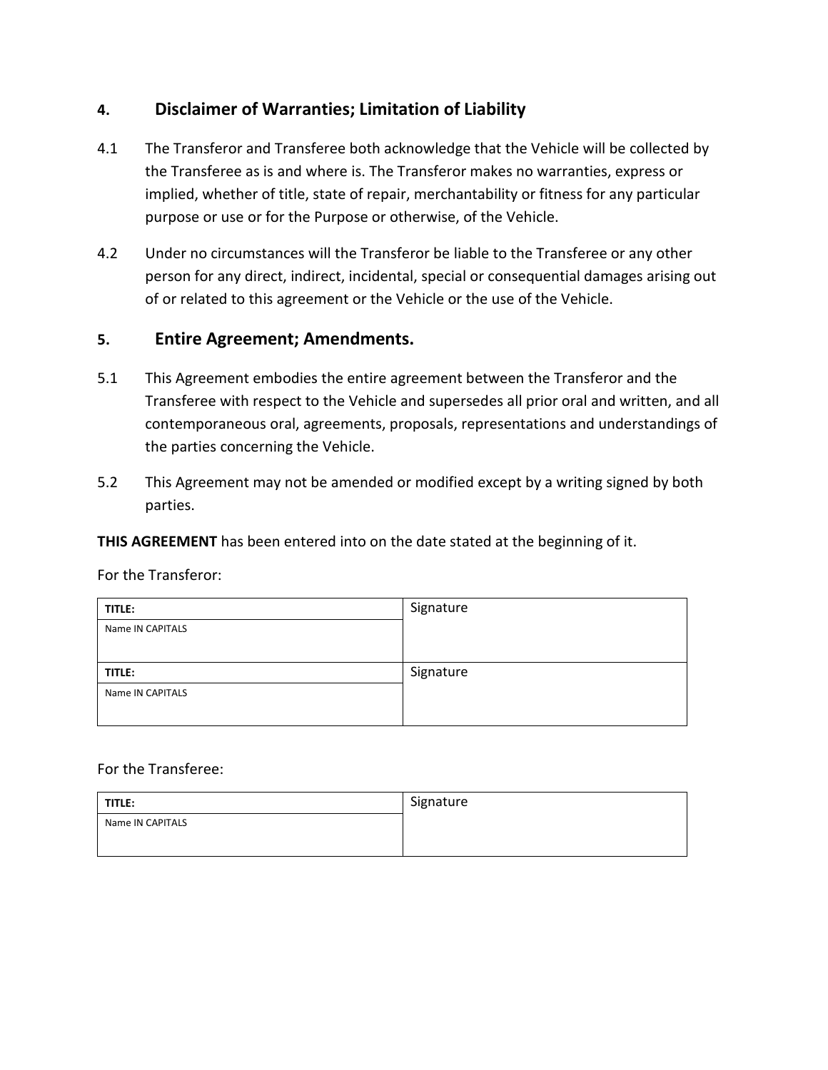## 4. Disclaimer of Warranties; Limitation of Liability

4.1 The Transferor and Transferee both acknowledge that the Vehicle will be collected by the Transferee as is and where is. The Transferor makes no warranties, express or implied, whether of title, state of repair, merchantability or fitness for any particular purpose or use or for the Purpose or otherwise, of the Vehicle.

4.2 Under no circumstances will the Transferor be liable to the Transferee or any other person for any direct, indirect, incidental, special or consequential damages arising out of or related to this agreement or the Vehicle or the use of the Vehicle.

## 5. Entire Agreement; Amendments.

5.1 This Agreement embodies the entire agreement between the Transferor and the Transferee with respect to the Vehicle and supersedes all prior oral and written, and all contemporaneous oral, agreements, proposals, representations and understandings of the parties concerning the Vehicle.

5.2 This Agreement may not be amended or modified except by a writing signed by both parties.

**THIS AGREEMENT** has been entered into on the date stated at the beginning of it.

For the Transferor:

| **TITLE:** | Signature |
|---|---|
| Name IN CAPITALS | |
| **TITLE:** | Signature |
| Name IN CAPITALS | |

For the Transferee:

| **TITLE:** | Signature |
|---|---|
| Name IN CAPITALS | |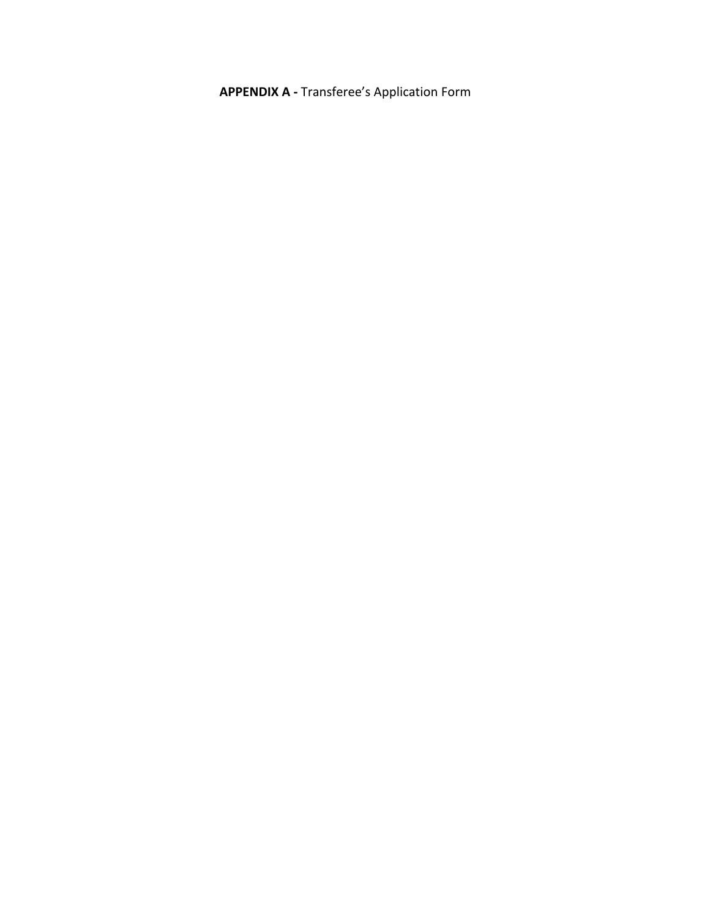**APPENDIX A -** Transferee's Application Form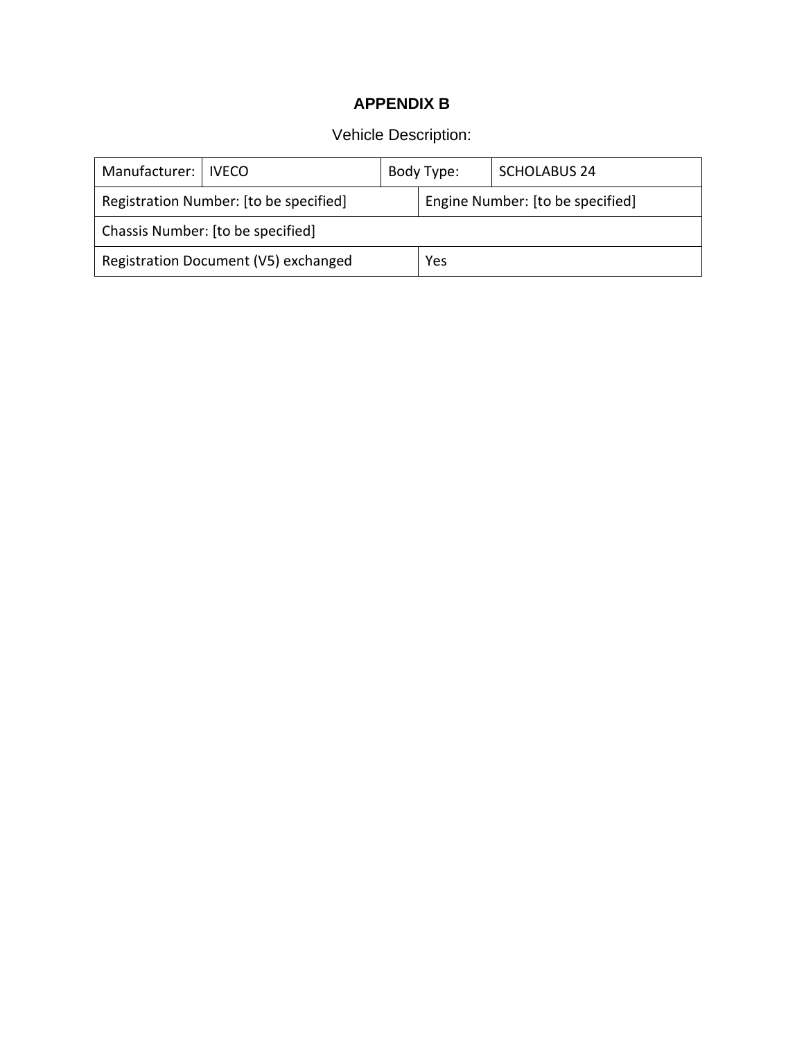# APPENDIX B

Vehicle Description:

| | | | |
|---|---|---|---|
| Manufacturer: | IVECO | Body Type: | SCHOLABUS 24 |
| Registration Number: [to be specified] | | Engine Number: [to be specified] | |
| Chassis Number: [to be specified] | | | |
| Registration Document (V5) exchanged | | Yes | |